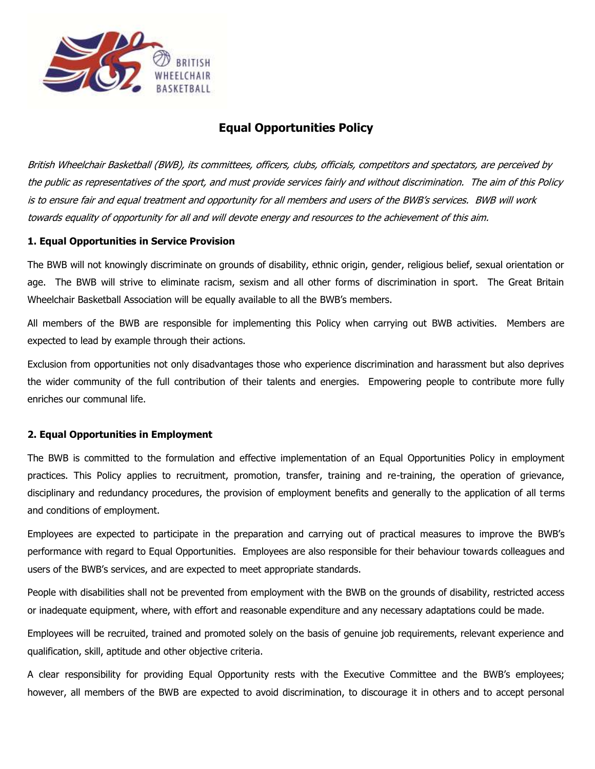# Equal Opportunities Policy

*British Wheelchair Basketball (BWB), its committees, officers, clubs, officials, competitors and spectators, are perceived by the public as representatives of the sport, and must provide services fairly and without discrimination. The aim of this Policy is to ensure fair and equal treatment and opportunity for all members and users of the BWB's services. BWB will work towards equality of opportunity for all and will devote energy and resources to the achievement of this aim.*

## 1. Equal Opportunities in Service Provision

The BWB will not knowingly discriminate on grounds of disability, ethnic origin, gender, religious belief, sexual orientation or age. The BWB will strive to eliminate racism, sexism and all other forms of discrimination in sport. The Great Britain Wheelchair Basketball Association will be equally available to all the BWB's members.

All members of the BWB are responsible for implementing this Policy when carrying out BWB activities. Members are expected to lead by example through their actions.

Exclusion from opportunities not only disadvantages those who experience discrimination and harassment but also deprives the wider community of the full contribution of their talents and energies. Empowering people to contribute more fully enriches our communal life.

## 2. Equal Opportunities in Employment

The BWB is committed to the formulation and effective implementation of an Equal Opportunities Policy in employment practices. This Policy applies to recruitment, promotion, transfer, training and re-training, the operation of grievance, disciplinary and redundancy procedures, the provision of employment benefits and generally to the application of all terms and conditions of employment.

Employees are expected to participate in the preparation and carrying out of practical measures to improve the BWB's performance with regard to Equal Opportunities. Employees are also responsible for their behaviour towards colleagues and users of the BWB's services, and are expected to meet appropriate standards.

People with disabilities shall not be prevented from employment with the BWB on the grounds of disability, restricted access or inadequate equipment, where, with effort and reasonable expenditure and any necessary adaptations could be made.

Employees will be recruited, trained and promoted solely on the basis of genuine job requirements, relevant experience and qualification, skill, aptitude and other objective criteria.

A clear responsibility for providing Equal Opportunity rests with the Executive Committee and the BWB's employees; however, all members of the BWB are expected to avoid discrimination, to discourage it in others and to accept personal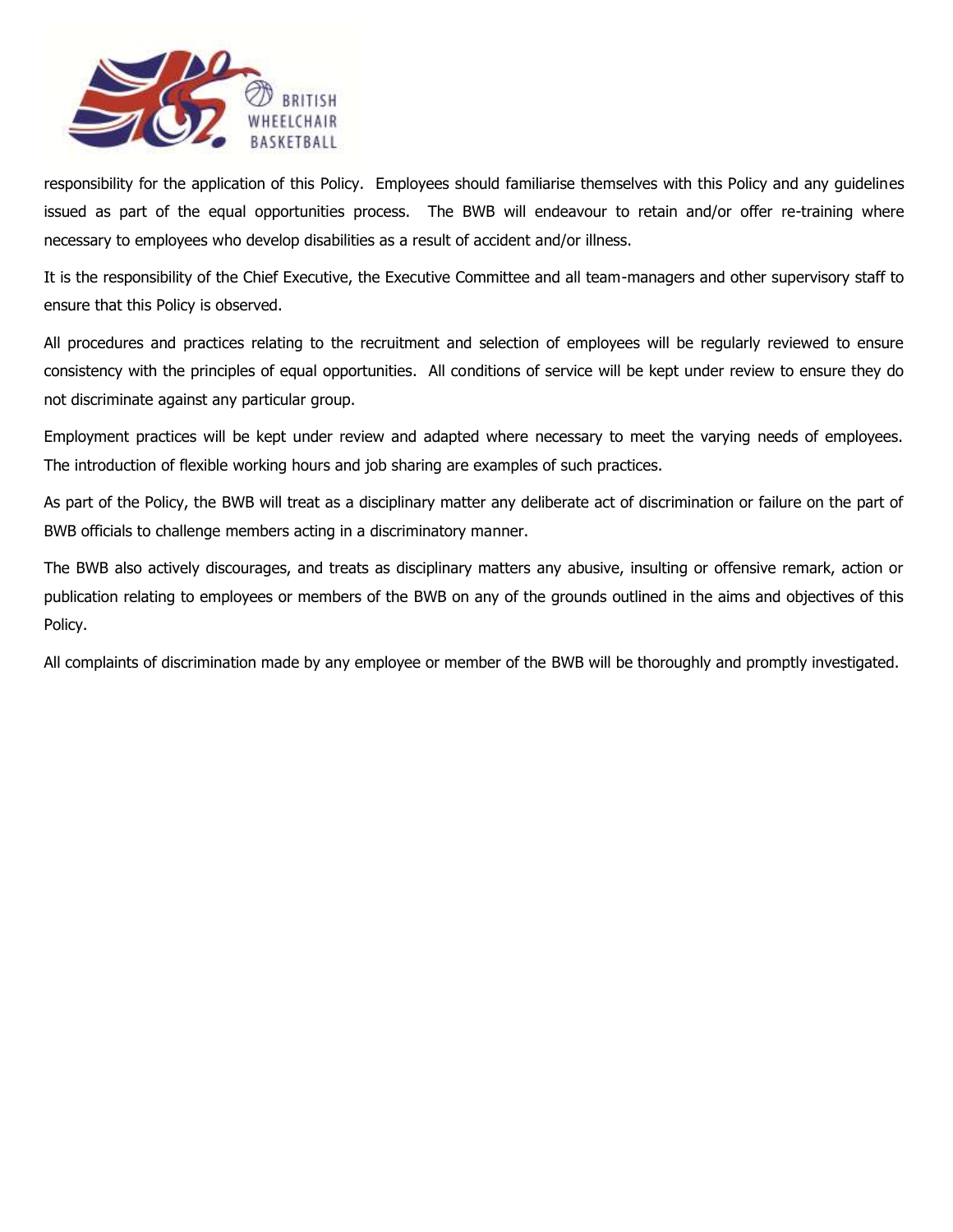responsibility for the application of this Policy. Employees should familiarise themselves with this Policy and any guidelines issued as part of the equal opportunities process. The BWB will endeavour to retain and/or offer re-training where necessary to employees who develop disabilities as a result of accident and/or illness.

It is the responsibility of the Chief Executive, the Executive Committee and all team-managers and other supervisory staff to ensure that this Policy is observed.

All procedures and practices relating to the recruitment and selection of employees will be regularly reviewed to ensure consistency with the principles of equal opportunities. All conditions of service will be kept under review to ensure they do not discriminate against any particular group.

Employment practices will be kept under review and adapted where necessary to meet the varying needs of employees. The introduction of flexible working hours and job sharing are examples of such practices.

As part of the Policy, the BWB will treat as a disciplinary matter any deliberate act of discrimination or failure on the part of BWB officials to challenge members acting in a discriminatory manner.

The BWB also actively discourages, and treats as disciplinary matters any abusive, insulting or offensive remark, action or publication relating to employees or members of the BWB on any of the grounds outlined in the aims and objectives of this Policy.

All complaints of discrimination made by any employee or member of the BWB will be thoroughly and promptly investigated.